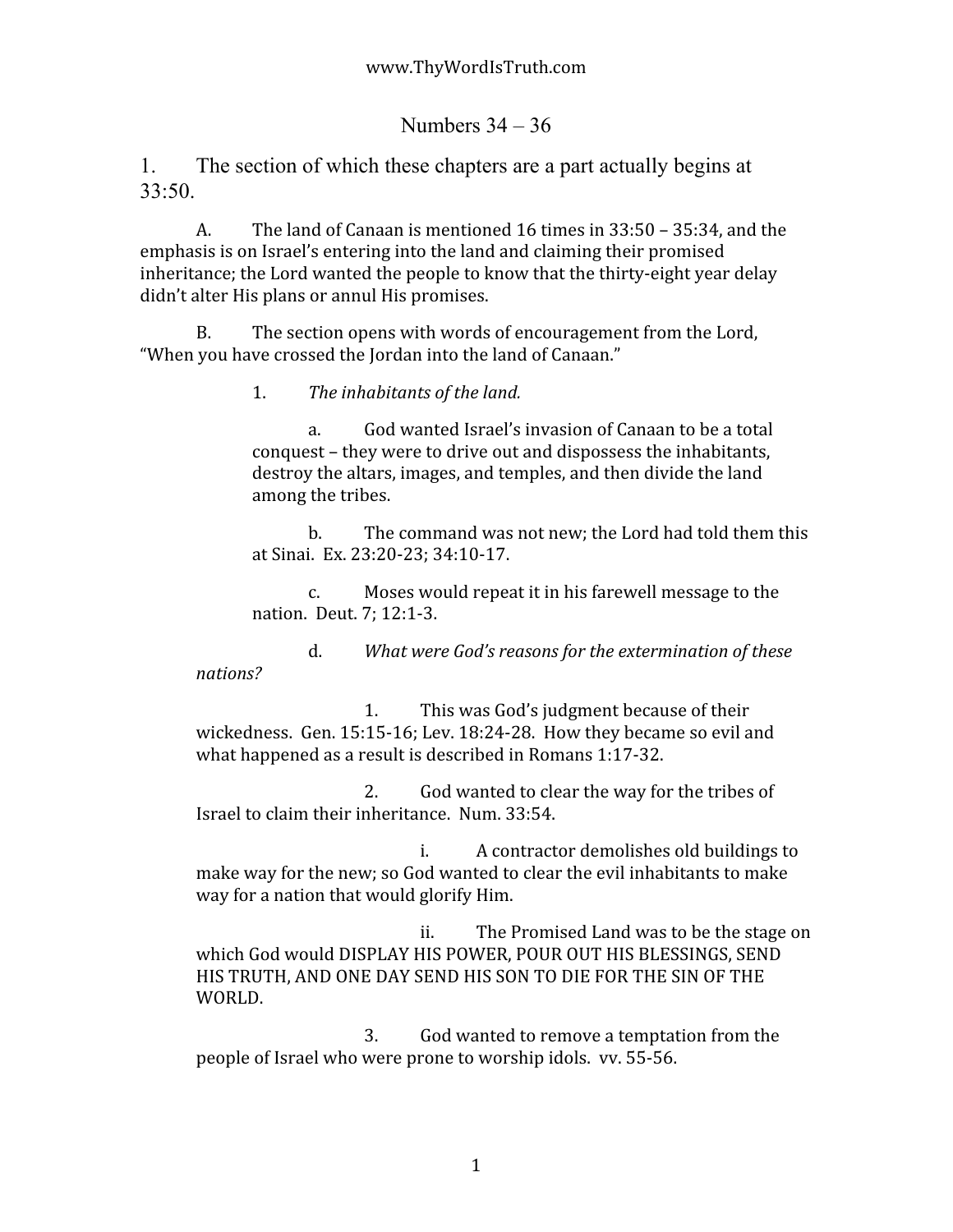# Numbers 34 – 36

1. The section of which these chapters are a part actually begins at 33:50.

A. The land of Canaan is mentioned 16 times in 33:50 – 35:34, and the emphasis is on Israel's entering into the land and claiming their promised inheritance; the Lord wanted the people to know that the thirty-eight year delay didn't alter His plans or annul His promises.

B. The section opens with words of encouragement from the Lord, "When you have crossed the Jordan into the land of Canaan."

1. *The inhabitants of the land.*

a. God wanted Israel's invasion of Canaan to be a total conquest – they were to drive out and dispossess the inhabitants, destroy the altars, images, and temples, and then divide the land among the tribes.

b. The command was not new; the Lord had told them this at Sinai. Ex. 23:20-23; 34:10-17.

c. Moses would repeat it in his farewell message to the nation. Deut. 7; 12:1-3.

d. *What were God's reasons for the extermination of these nations?*

1. This was God's judgment because of their wickedness. Gen. 15:15-16; Lev. 18:24-28. How they became so evil and what happened as a result is described in Romans 1:17-32.

2. God wanted to clear the way for the tribes of Israel to claim their inheritance. Num. 33:54.

i. A contractor demolishes old buildings to make way for the new; so God wanted to clear the evil inhabitants to make way for a nation that would glorify Him.

ii. The Promised Land was to be the stage on which God would DISPLAY HIS POWER, POUR OUT HIS BLESSINGS, SEND HIS TRUTH, AND ONE DAY SEND HIS SON TO DIE FOR THE SIN OF THE WORLD.

3. God wanted to remove a temptation from the people of Israel who were prone to worship idols. vv. 55-56.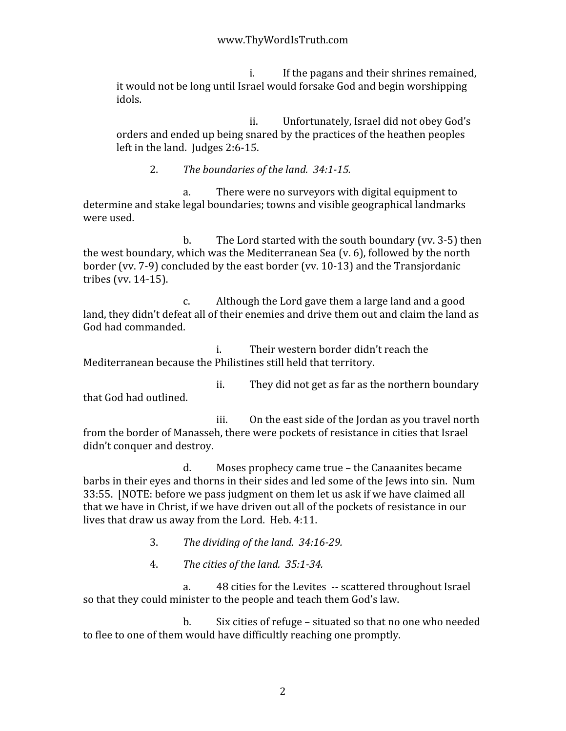i. If the pagans and their shrines remained, it would not be long until Israel would forsake God and begin worshipping idols.

ii. Unfortunately, Israel did not obey God's orders and ended up being snared by the practices of the heathen peoples left in the land. Judges 2:6-15.

2. *The boundaries of the land. 34:1-15.*

a. There were no surveyors with digital equipment to determine and stake legal boundaries; towns and visible geographical landmarks were used.

b. The Lord started with the south boundary (vv. 3-5) then the west boundary, which was the Mediterranean Sea (v. 6), followed by the north border (vv. 7-9) concluded by the east border (vv. 10-13) and the Transjordanic tribes (vv. 14-15).

c. Although the Lord gave them a large land and a good land, they didn't defeat all of their enemies and drive them out and claim the land as God had commanded.

i. Their western border didn't reach the Mediterranean because the Philistines still held that territory.

ii. They did not get as far as the northern boundary that God had outlined.

iii. On the east side of the Jordan as you travel north from the border of Manasseh, there were pockets of resistance in cities that Israel didn't conquer and destroy.

d. Moses prophecy came true – the Canaanites became barbs in their eyes and thorns in their sides and led some of the Jews into sin. Num 33:55. [NOTE: before we pass judgment on them let us ask if we have claimed all that we have in Christ, if we have driven out all of the pockets of resistance in our lives that draw us away from the Lord. Heb. 4:11.

3. *The dividing of the land. 34:16-29.*

4. *The cities of the land. 35:1-34.*

a. 48 cities for the Levites -- scattered throughout Israel so that they could minister to the people and teach them God's law.

b. Six cities of refuge – situated so that no one who needed to flee to one of them would have difficultly reaching one promptly.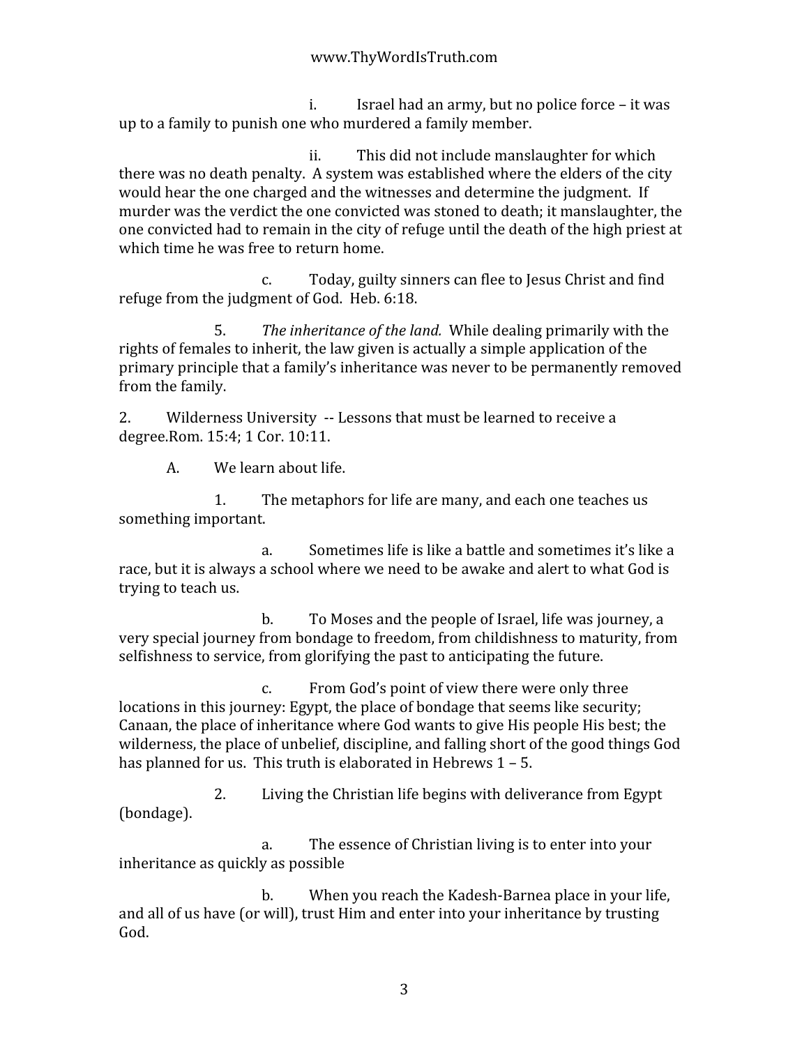i. Israel had an army, but no police force – it was up to a family to punish one who murdered a family member.

ii. This did not include manslaughter for which there was no death penalty. A system was established where the elders of the city would hear the one charged and the witnesses and determine the judgment. If murder was the verdict the one convicted was stoned to death; it manslaughter, the one convicted had to remain in the city of refuge until the death of the high priest at which time he was free to return home.

c. Today, guilty sinners can flee to Jesus Christ and find refuge from the judgment of God. Heb. 6:18.

5. *The inheritance of the land.* While dealing primarily with the rights of females to inherit, the law given is actually a simple application of the primary principle that a family's inheritance was never to be permanently removed from the family.

2. Wilderness University -- Lessons that must be learned to receive a degree.Rom. 15:4; 1 Cor. 10:11.

A. We learn about life.

1. The metaphors for life are many, and each one teaches us something important.

a. Sometimes life is like a battle and sometimes it's like a race, but it is always a school where we need to be awake and alert to what God is trying to teach us.

b. To Moses and the people of Israel, life was journey, a very special journey from bondage to freedom, from childishness to maturity, from selfishness to service, from glorifying the past to anticipating the future.

c. From God's point of view there were only three locations in this journey: Egypt, the place of bondage that seems like security; Canaan, the place of inheritance where God wants to give His people His best; the wilderness, the place of unbelief, discipline, and falling short of the good things God has planned for us. This truth is elaborated in Hebrews 1 – 5.

2. Living the Christian life begins with deliverance from Egypt (bondage).

a. The essence of Christian living is to enter into your inheritance as quickly as possible

b. When you reach the Kadesh-Barnea place in your life, and all of us have (or will), trust Him and enter into your inheritance by trusting God.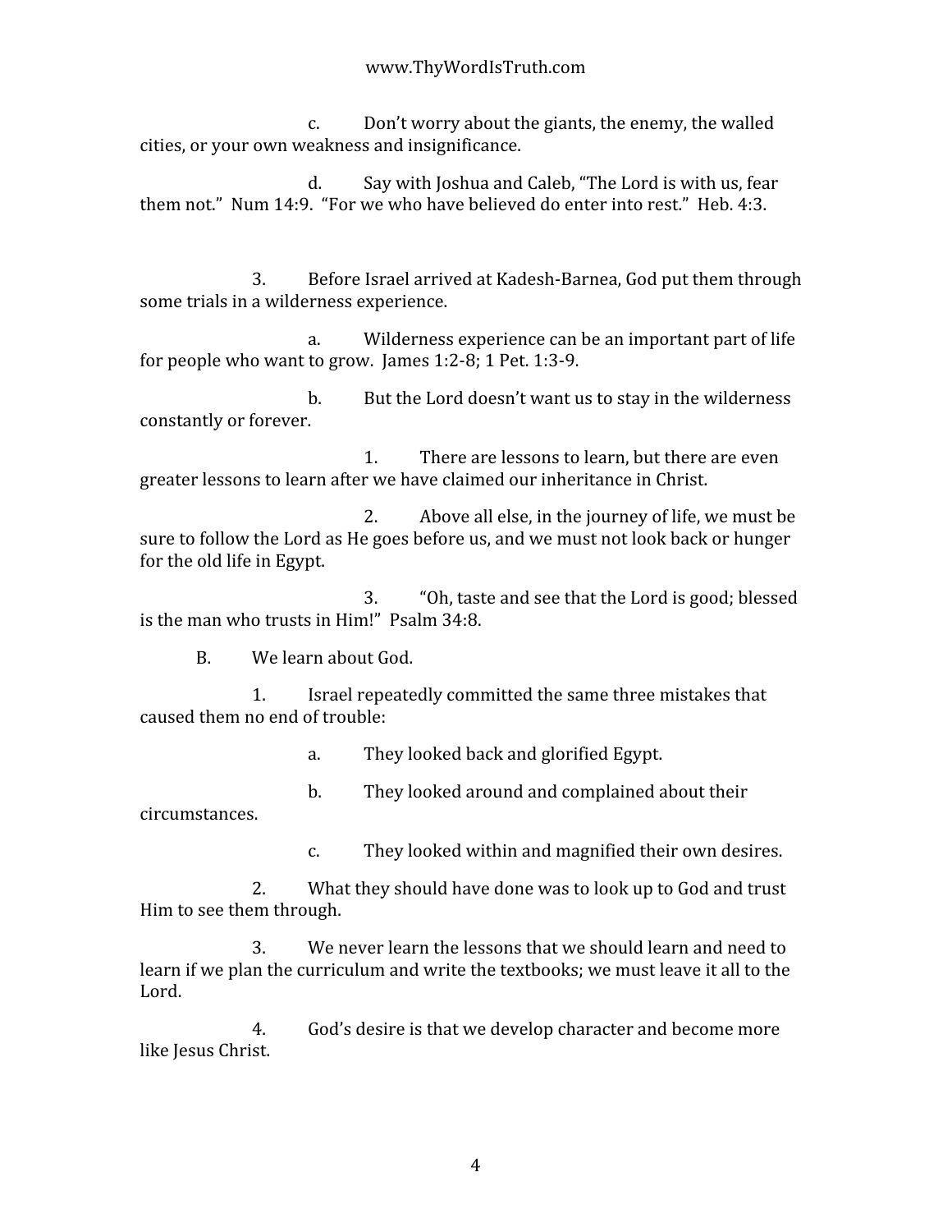c. Don't worry about the giants, the enemy, the walled cities, or your own weakness and insignificance.

d. Say with Joshua and Caleb, "The Lord is with us, fear them not." Num 14:9. "For we who have believed do enter into rest." Heb. 4:3.

3. Before Israel arrived at Kadesh-Barnea, God put them through some trials in a wilderness experience.

a. Wilderness experience can be an important part of life for people who want to grow. James 1:2-8; 1 Pet. 1:3-9.

b. But the Lord doesn't want us to stay in the wilderness constantly or forever.

1. There are lessons to learn, but there are even greater lessons to learn after we have claimed our inheritance in Christ.

2. Above all else, in the journey of life, we must be sure to follow the Lord as He goes before us, and we must not look back or hunger for the old life in Egypt.

3. "Oh, taste and see that the Lord is good; blessed is the man who trusts in Him!" Psalm 34:8.

B. We learn about God.

1. Israel repeatedly committed the same three mistakes that caused them no end of trouble:

a. They looked back and glorified Egypt.

b. They looked around and complained about their circumstances.

c. They looked within and magnified their own desires.

2. What they should have done was to look up to God and trust Him to see them through.

3. We never learn the lessons that we should learn and need to learn if we plan the curriculum and write the textbooks; we must leave it all to the Lord.

4. God's desire is that we develop character and become more like Jesus Christ.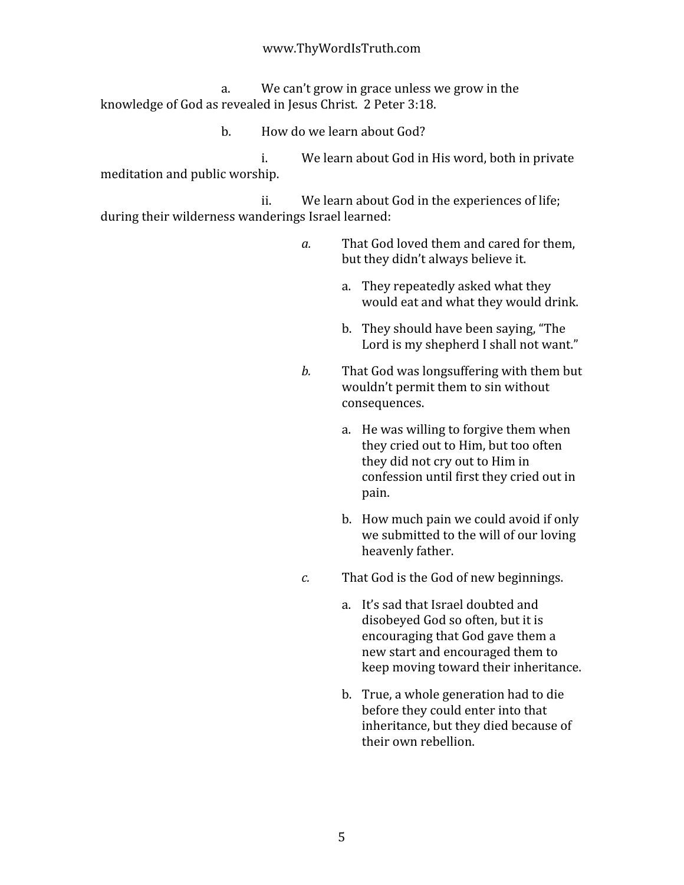a. We can't grow in grace unless we grow in the knowledge of God as revealed in Jesus Christ. 2 Peter 3:18.

b. How do we learn about God?

i. We learn about God in His word, both in private meditation and public worship.

ii. We learn about God in the experiences of life; during their wilderness wanderings Israel learned:

*a.* That God loved them and cared for them, but they didn't always believe it.

- a. They repeatedly asked what they would eat and what they would drink.
- b. They should have been saying, "The Lord is my shepherd I shall not want."

*b.* That God was longsuffering with them but wouldn't permit them to sin without consequences.

- a. He was willing to forgive them when they cried out to Him, but too often they did not cry out to Him in confession until first they cried out in pain.
- b. How much pain we could avoid if only we submitted to the will of our loving heavenly father.

*c.* That God is the God of new beginnings.

- a. It's sad that Israel doubted and disobeyed God so often, but it is encouraging that God gave them a new start and encouraged them to keep moving toward their inheritance.
- b. True, a whole generation had to die before they could enter into that inheritance, but they died because of their own rebellion.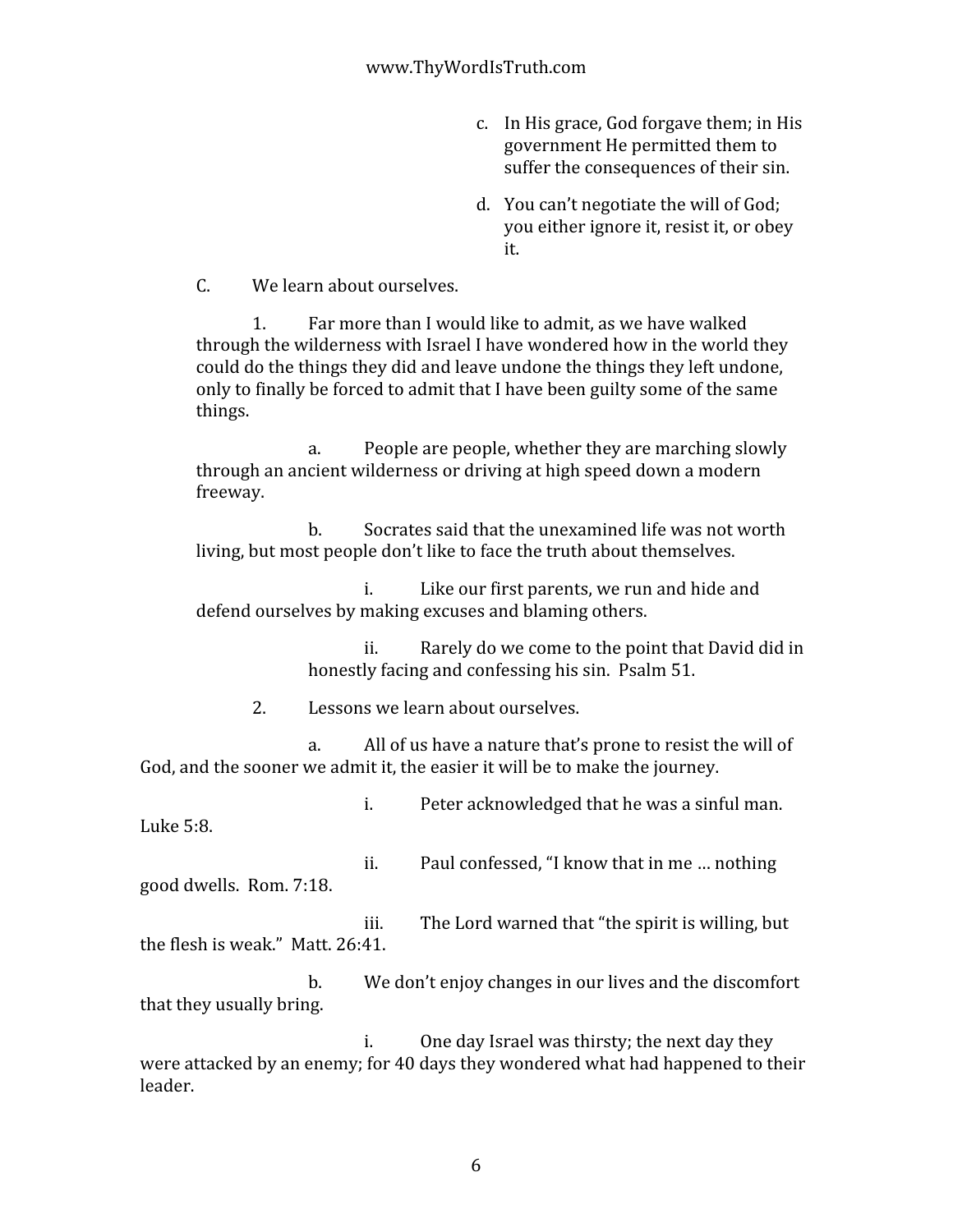c. In His grace, God forgave them; in His government He permitted them to suffer the consequences of their sin.

d. You can't negotiate the will of God; you either ignore it, resist it, or obey it.

C. We learn about ourselves.

1. Far more than I would like to admit, as we have walked through the wilderness with Israel I have wondered how in the world they could do the things they did and leave undone the things they left undone, only to finally be forced to admit that I have been guilty some of the same things.

a. People are people, whether they are marching slowly through an ancient wilderness or driving at high speed down a modern freeway.

b. Socrates said that the unexamined life was not worth living, but most people don't like to face the truth about themselves.

i. Like our first parents, we run and hide and defend ourselves by making excuses and blaming others.

ii. Rarely do we come to the point that David did in honestly facing and confessing his sin. Psalm 51.

2. Lessons we learn about ourselves.

a. All of us have a nature that's prone to resist the will of God, and the sooner we admit it, the easier it will be to make the journey.

i. Peter acknowledged that he was a sinful man. Luke 5:8.

ii. Paul confessed, "I know that in me … nothing good dwells. Rom. 7:18.

iii. The Lord warned that "the spirit is willing, but the flesh is weak." Matt. 26:41.

b. We don't enjoy changes in our lives and the discomfort that they usually bring.

i. One day Israel was thirsty; the next day they were attacked by an enemy; for 40 days they wondered what had happened to their leader.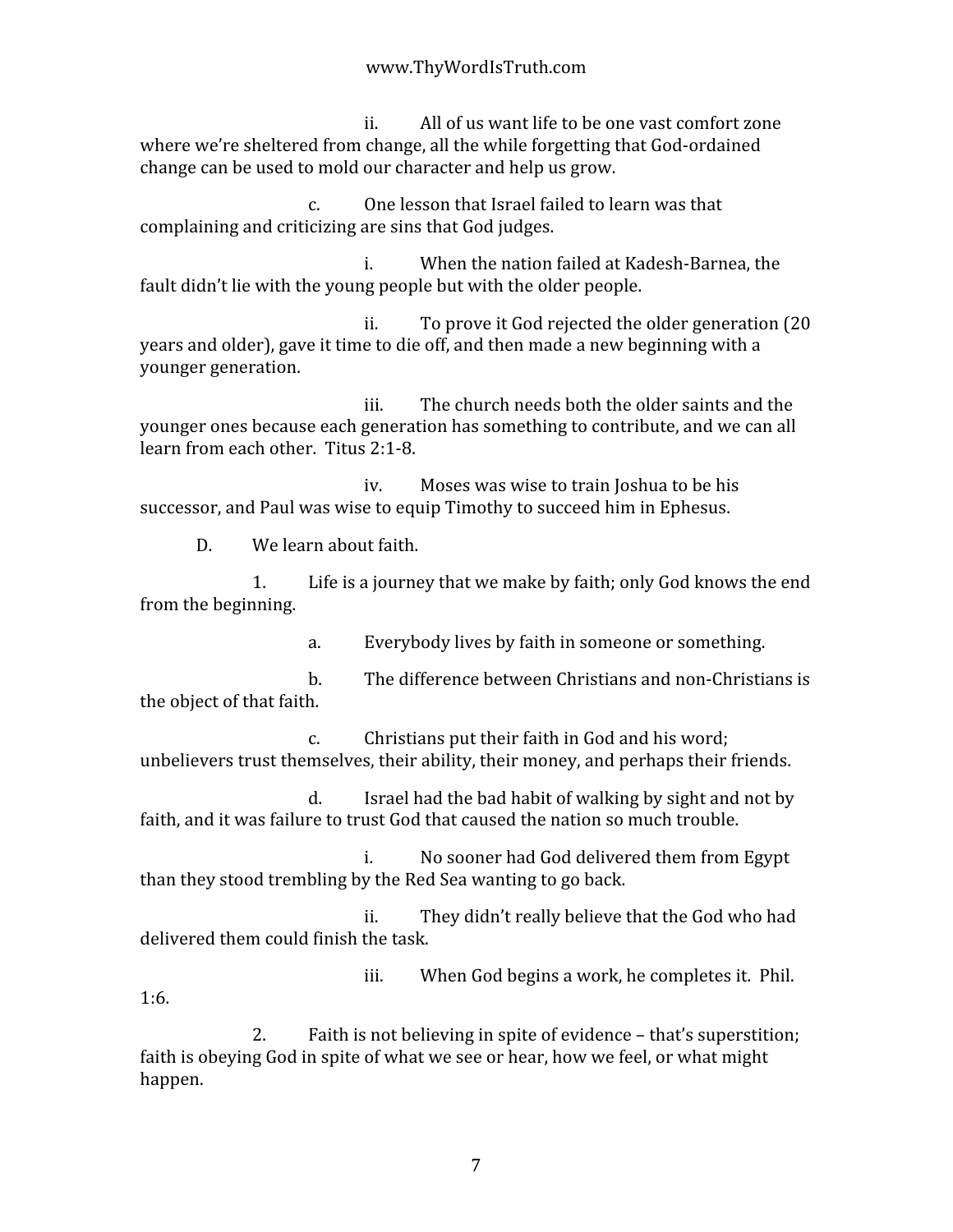ii. All of us want life to be one vast comfort zone where we're sheltered from change, all the while forgetting that God-ordained change can be used to mold our character and help us grow.

c. One lesson that Israel failed to learn was that complaining and criticizing are sins that God judges.

i. When the nation failed at Kadesh-Barnea, the fault didn't lie with the young people but with the older people.

ii. To prove it God rejected the older generation (20 years and older), gave it time to die off, and then made a new beginning with a younger generation.

iii. The church needs both the older saints and the younger ones because each generation has something to contribute, and we can all learn from each other. Titus 2:1-8.

iv. Moses was wise to train Joshua to be his successor, and Paul was wise to equip Timothy to succeed him in Ephesus.

D. We learn about faith.

1. Life is a journey that we make by faith; only God knows the end from the beginning.

a. Everybody lives by faith in someone or something.

b. The difference between Christians and non-Christians is the object of that faith.

c. Christians put their faith in God and his word; unbelievers trust themselves, their ability, their money, and perhaps their friends.

d. Israel had the bad habit of walking by sight and not by faith, and it was failure to trust God that caused the nation so much trouble.

i. No sooner had God delivered them from Egypt than they stood trembling by the Red Sea wanting to go back.

ii. They didn't really believe that the God who had delivered them could finish the task.

iii. When God begins a work, he completes it. Phil. 1:6.

2. Faith is not believing in spite of evidence – that's superstition; faith is obeying God in spite of what we see or hear, how we feel, or what might happen.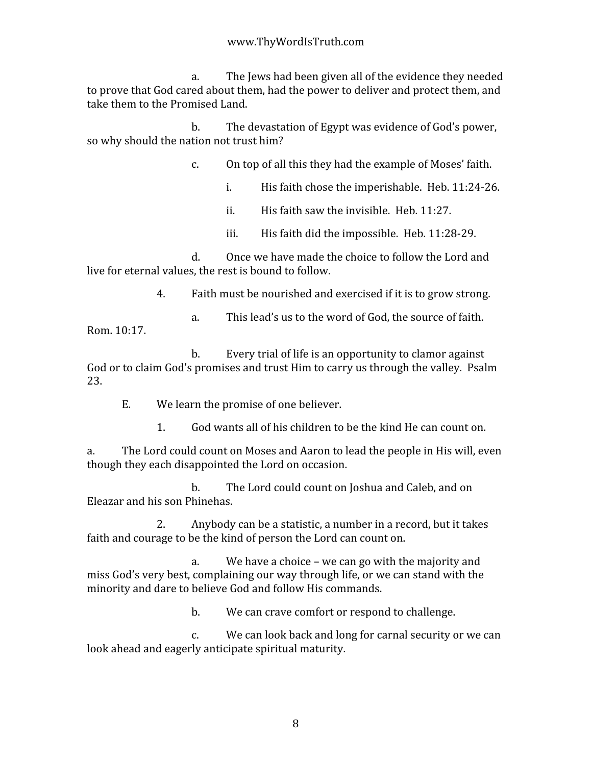a. The Jews had been given all of the evidence they needed to prove that God cared about them, had the power to deliver and protect them, and take them to the Promised Land.

b. The devastation of Egypt was evidence of God's power, so why should the nation not trust him?

c. On top of all this they had the example of Moses' faith.

i. His faith chose the imperishable. Heb. 11:24-26.

ii. His faith saw the invisible. Heb. 11:27.

iii. His faith did the impossible. Heb. 11:28-29.

d. Once we have made the choice to follow the Lord and live for eternal values, the rest is bound to follow.

4. Faith must be nourished and exercised if it is to grow strong.

a. This lead's us to the word of God, the source of faith. Rom. 10:17.

b. Every trial of life is an opportunity to clamor against God or to claim God's promises and trust Him to carry us through the valley. Psalm 23.

E. We learn the promise of one believer.

1. God wants all of his children to be the kind He can count on.

a. The Lord could count on Moses and Aaron to lead the people in His will, even though they each disappointed the Lord on occasion.

b. The Lord could count on Joshua and Caleb, and on Eleazar and his son Phinehas.

2. Anybody can be a statistic, a number in a record, but it takes faith and courage to be the kind of person the Lord can count on.

a. We have a choice – we can go with the majority and miss God's very best, complaining our way through life, or we can stand with the minority and dare to believe God and follow His commands.

b. We can crave comfort or respond to challenge.

c. We can look back and long for carnal security or we can look ahead and eagerly anticipate spiritual maturity.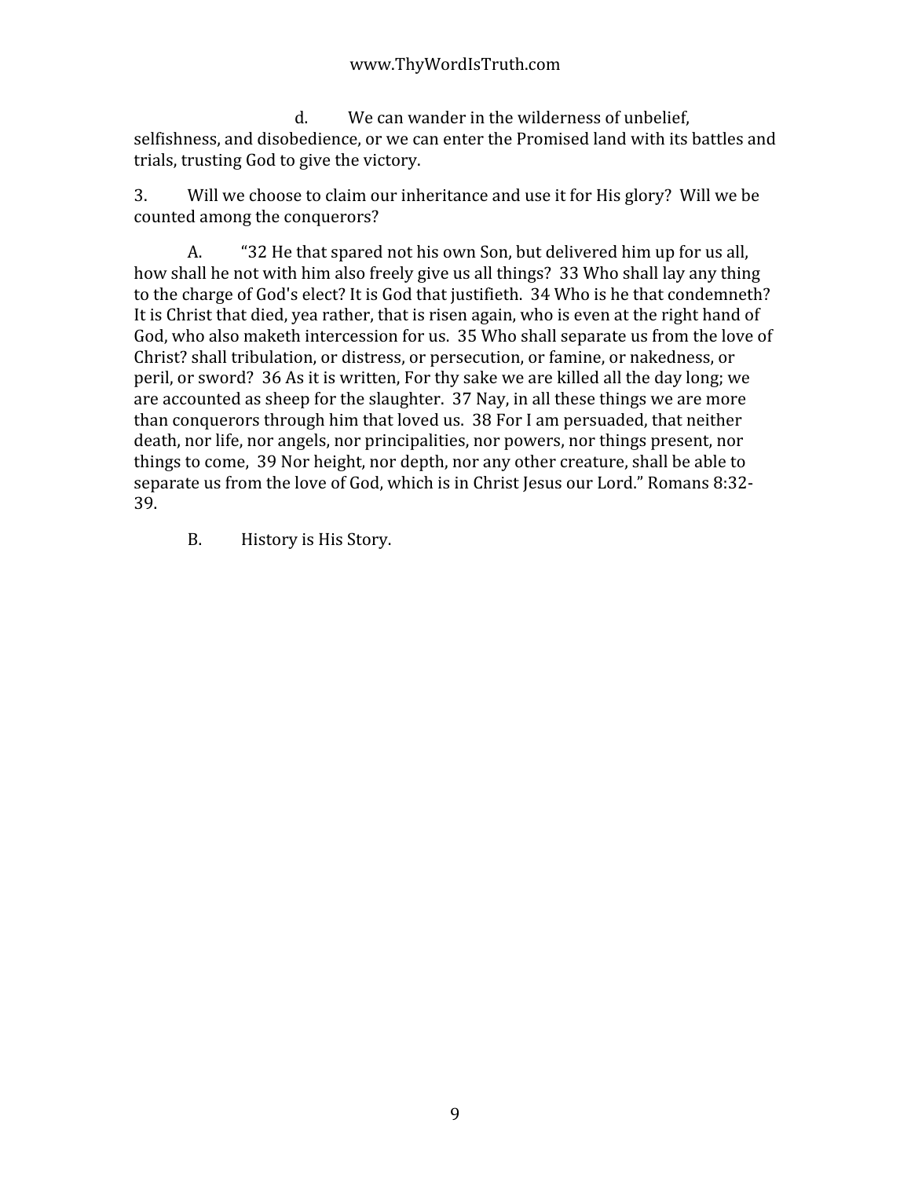d. We can wander in the wilderness of unbelief, selfishness, and disobedience, or we can enter the Promised land with its battles and trials, trusting God to give the victory.

3. Will we choose to claim our inheritance and use it for His glory? Will we be counted among the conquerors?

A. "32 He that spared not his own Son, but delivered him up for us all, how shall he not with him also freely give us all things? 33 Who shall lay any thing to the charge of God's elect? It is God that justifieth. 34 Who is he that condemneth? It is Christ that died, yea rather, that is risen again, who is even at the right hand of God, who also maketh intercession for us. 35 Who shall separate us from the love of Christ? shall tribulation, or distress, or persecution, or famine, or nakedness, or peril, or sword? 36 As it is written, For thy sake we are killed all the day long; we are accounted as sheep for the slaughter. 37 Nay, in all these things we are more than conquerors through him that loved us. 38 For I am persuaded, that neither death, nor life, nor angels, nor principalities, nor powers, nor things present, nor things to come, 39 Nor height, nor depth, nor any other creature, shall be able to separate us from the love of God, which is in Christ Jesus our Lord." Romans 8:32-39.

B. History is His Story.